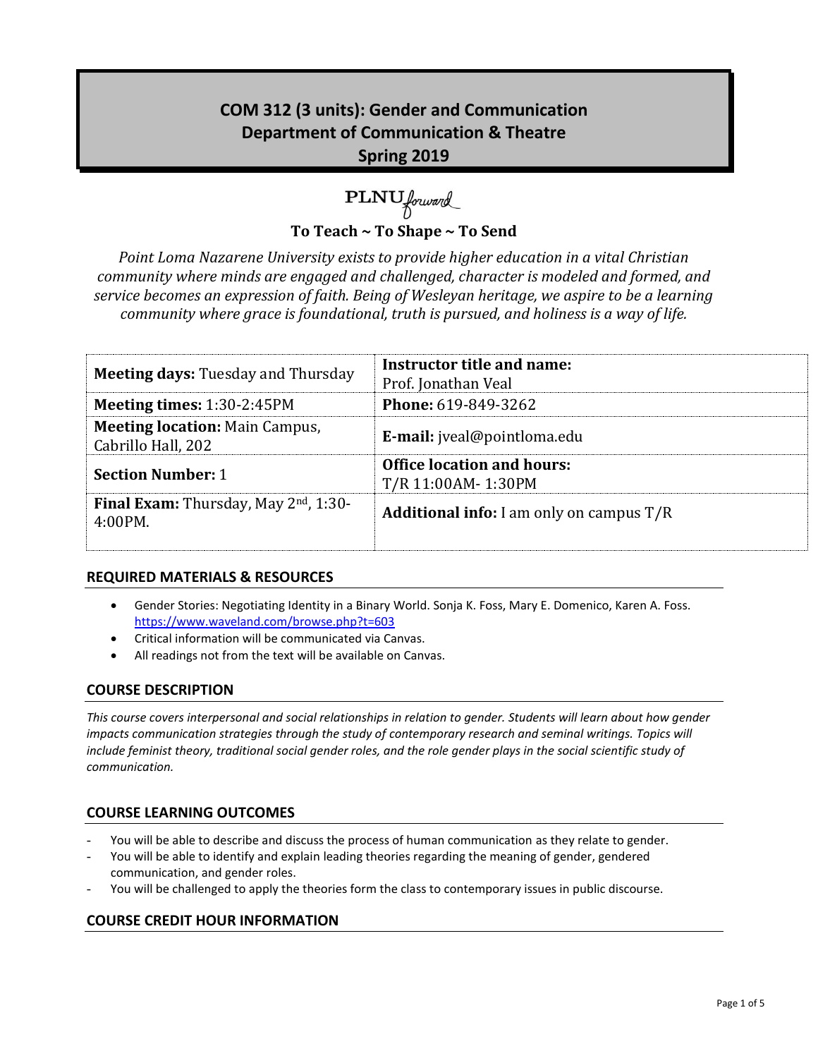# COM 312 (3 units): Gender and Communication
# Department of Communication & Theatre
# Spring 2019

PLNU forward

**To Teach ~ To Shape ~ To Send**

*Point Loma Nazarene University exists to provide higher education in a vital Christian community where minds are engaged and challenged, character is modeled and formed, and service becomes an expression of faith. Being of Wesleyan heritage, we aspire to be a learning community where grace is foundational, truth is pursued, and holiness is a way of life.*

| | |
|---|---|
| **Meeting days:** Tuesday and Thursday | **Instructor title and name:** Prof. Jonathan Veal |
| **Meeting times:** 1:30-2:45PM | **Phone:** 619-849-3262 |
| **Meeting location:** Main Campus, Cabrillo Hall, 202 | **E-mail:** jveal@pointloma.edu |
| **Section Number:** 1 | **Office location and hours:** T/R 11:00AM- 1:30PM |
| **Final Exam:** Thursday, May 2nd, 1:30-4:00PM. | **Additional info:** I am only on campus T/R |

## REQUIRED MATERIALS & RESOURCES

- Gender Stories: Negotiating Identity in a Binary World. Sonja K. Foss, Mary E. Domenico, Karen A. Foss. https://www.waveland.com/browse.php?t=603
- Critical information will be communicated via Canvas.
- All readings not from the text will be available on Canvas.

## COURSE DESCRIPTION

*This course covers interpersonal and social relationships in relation to gender. Students will learn about how gender impacts communication strategies through the study of contemporary research and seminal writings. Topics will include feminist theory, traditional social gender roles, and the role gender plays in the social scientific study of communication.*

## COURSE LEARNING OUTCOMES

- You will be able to describe and discuss the process of human communication as they relate to gender.
- You will be able to identify and explain leading theories regarding the meaning of gender, gendered communication, and gender roles.
- You will be challenged to apply the theories form the class to contemporary issues in public discourse.

## COURSE CREDIT HOUR INFORMATION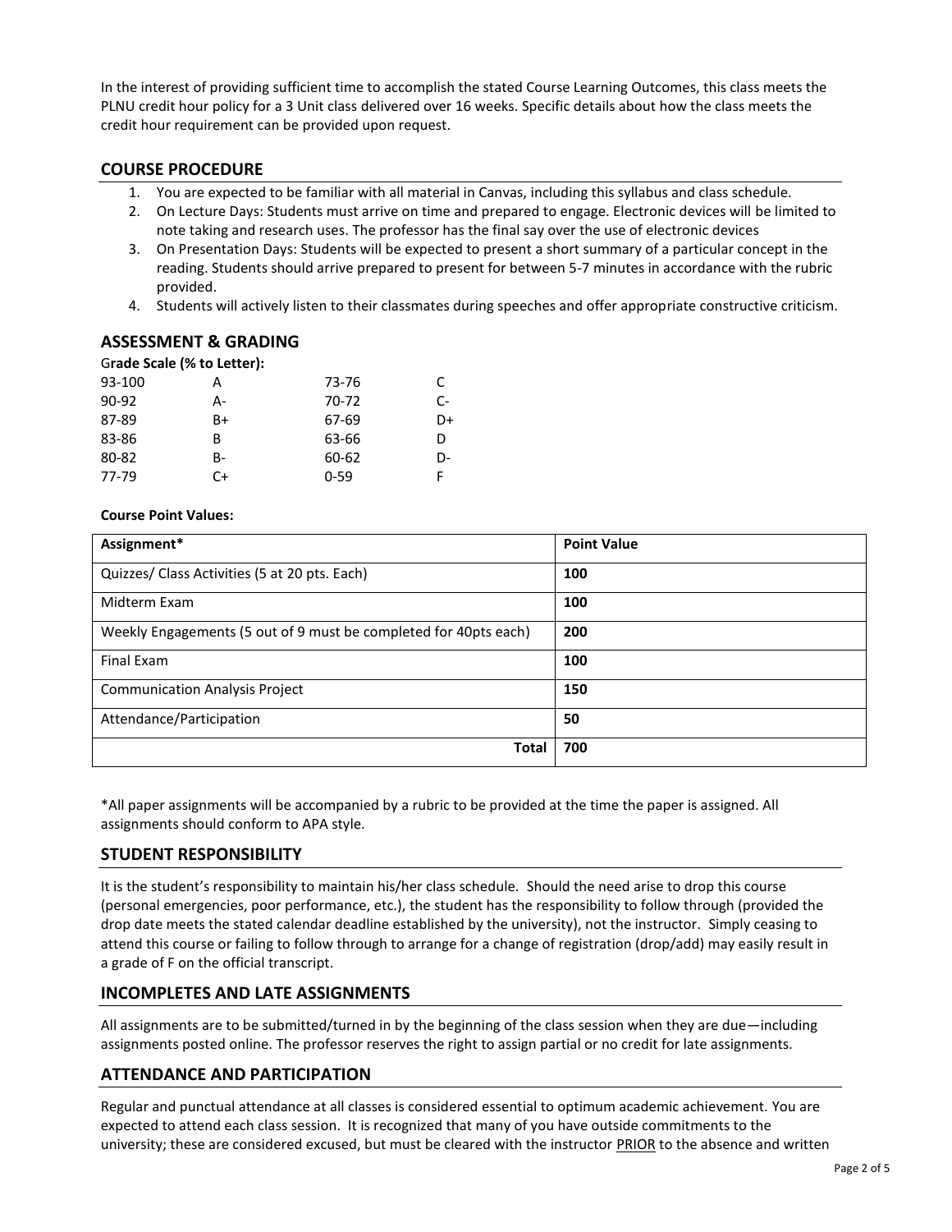In the interest of providing sufficient time to accomplish the stated Course Learning Outcomes, this class meets the PLNU credit hour policy for a 3 Unit class delivered over 16 weeks. Specific details about how the class meets the credit hour requirement can be provided upon request.

## COURSE PROCEDURE

1. You are expected to be familiar with all material in Canvas, including this syllabus and class schedule.
2. On Lecture Days: Students must arrive on time and prepared to engage. Electronic devices will be limited to note taking and research uses. The professor has the final say over the use of electronic devices
3. On Presentation Days: Students will be expected to present a short summary of a particular concept in the reading. Students should arrive prepared to present for between 5-7 minutes in accordance with the rubric provided.
4. Students will actively listen to their classmates during speeches and offer appropriate constructive criticism.

## ASSESSMENT & GRADING

**Grade Scale (% to Letter):**

| | | | |
|---|---|---|---|
| 93-100 | A | 73-76 | C |
| 90-92 | A- | 70-72 | C- |
| 87-89 | B+ | 67-69 | D+ |
| 83-86 | B | 63-66 | D |
| 80-82 | B- | 60-62 | D- |
| 77-79 | C+ | 0-59 | F |

**Course Point Values:**

| Assignment* | Point Value |
|---|---|
| Quizzes/ Class Activities (5 at 20 pts. Each) | **100** |
| Midterm Exam | **100** |
| Weekly Engagements (5 out of 9 must be completed for 40pts each) | **200** |
| Final Exam | **100** |
| Communication Analysis Project | **150** |
| Attendance/Participation | **50** |
| **Total** | **700** |

*All paper assignments will be accompanied by a rubric to be provided at the time the paper is assigned. All assignments should conform to APA style.

## STUDENT RESPONSIBILITY

It is the student's responsibility to maintain his/her class schedule. Should the need arise to drop this course (personal emergencies, poor performance, etc.), the student has the responsibility to follow through (provided the drop date meets the stated calendar deadline established by the university), not the instructor. Simply ceasing to attend this course or failing to follow through to arrange for a change of registration (drop/add) may easily result in a grade of F on the official transcript.

## INCOMPLETES AND LATE ASSIGNMENTS

All assignments are to be submitted/turned in by the beginning of the class session when they are due—including assignments posted online. The professor reserves the right to assign partial or no credit for late assignments.

## ATTENDANCE AND PARTICIPATION

Regular and punctual attendance at all classes is considered essential to optimum academic achievement. You are expected to attend each class session. It is recognized that many of you have outside commitments to the university; these are considered excused, but must be cleared with the instructor PRIOR to the absence and written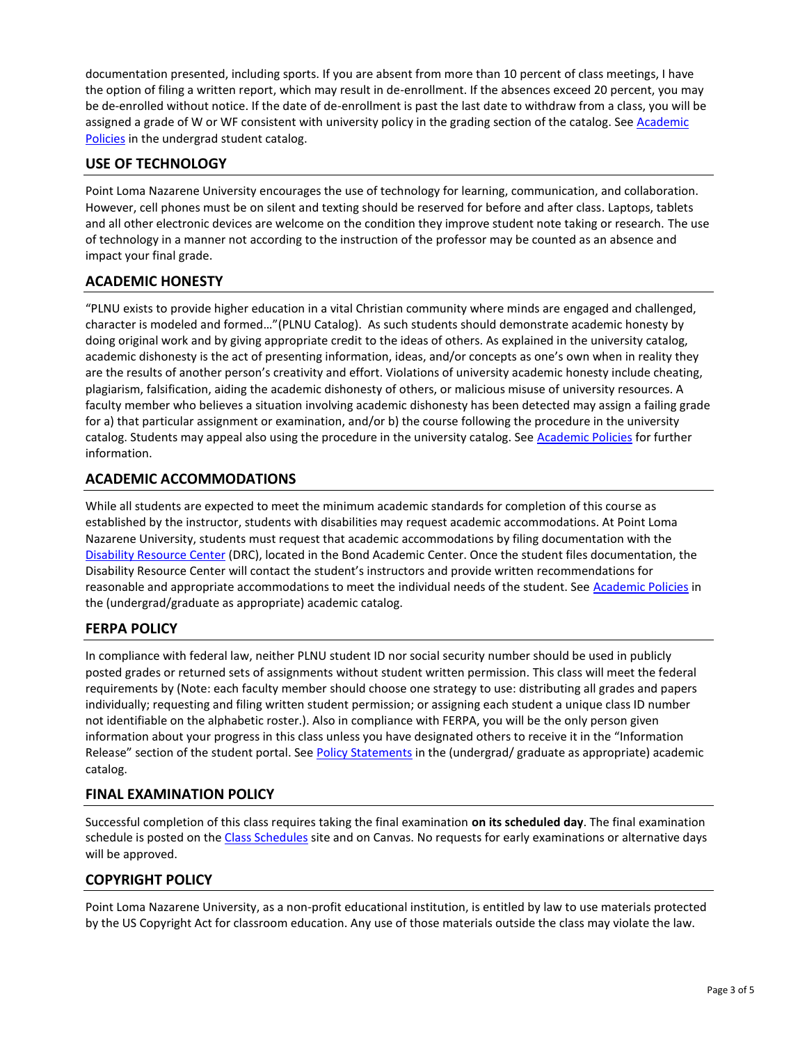documentation presented, including sports. If you are absent from more than 10 percent of class meetings, I have the option of filing a written report, which may result in de-enrollment. If the absences exceed 20 percent, you may be de-enrolled without notice. If the date of de-enrollment is past the last date to withdraw from a class, you will be assigned a grade of W or WF consistent with university policy in the grading section of the catalog. See Academic Policies in the undergrad student catalog.

## USE OF TECHNOLOGY

Point Loma Nazarene University encourages the use of technology for learning, communication, and collaboration. However, cell phones must be on silent and texting should be reserved for before and after class. Laptops, tablets and all other electronic devices are welcome on the condition they improve student note taking or research. The use of technology in a manner not according to the instruction of the professor may be counted as an absence and impact your final grade.

## ACADEMIC HONESTY

"PLNU exists to provide higher education in a vital Christian community where minds are engaged and challenged, character is modeled and formed…"(PLNU Catalog). As such students should demonstrate academic honesty by doing original work and by giving appropriate credit to the ideas of others. As explained in the university catalog, academic dishonesty is the act of presenting information, ideas, and/or concepts as one's own when in reality they are the results of another person's creativity and effort. Violations of university academic honesty include cheating, plagiarism, falsification, aiding the academic dishonesty of others, or malicious misuse of university resources. A faculty member who believes a situation involving academic dishonesty has been detected may assign a failing grade for a) that particular assignment or examination, and/or b) the course following the procedure in the university catalog. Students may appeal also using the procedure in the university catalog. See Academic Policies for further information.

## ACADEMIC ACCOMMODATIONS

While all students are expected to meet the minimum academic standards for completion of this course as established by the instructor, students with disabilities may request academic accommodations. At Point Loma Nazarene University, students must request that academic accommodations by filing documentation with the Disability Resource Center (DRC), located in the Bond Academic Center. Once the student files documentation, the Disability Resource Center will contact the student's instructors and provide written recommendations for reasonable and appropriate accommodations to meet the individual needs of the student. See Academic Policies in the (undergrad/graduate as appropriate) academic catalog.

## FERPA POLICY

In compliance with federal law, neither PLNU student ID nor social security number should be used in publicly posted grades or returned sets of assignments without student written permission. This class will meet the federal requirements by (Note: each faculty member should choose one strategy to use: distributing all grades and papers individually; requesting and filing written student permission; or assigning each student a unique class ID number not identifiable on the alphabetic roster.). Also in compliance with FERPA, you will be the only person given information about your progress in this class unless you have designated others to receive it in the "Information Release" section of the student portal. See Policy Statements in the (undergrad/ graduate as appropriate) academic catalog.

## FINAL EXAMINATION POLICY

Successful completion of this class requires taking the final examination **on its scheduled day**. The final examination schedule is posted on the Class Schedules site and on Canvas. No requests for early examinations or alternative days will be approved.

## COPYRIGHT POLICY

Point Loma Nazarene University, as a non-profit educational institution, is entitled by law to use materials protected by the US Copyright Act for classroom education. Any use of those materials outside the class may violate the law.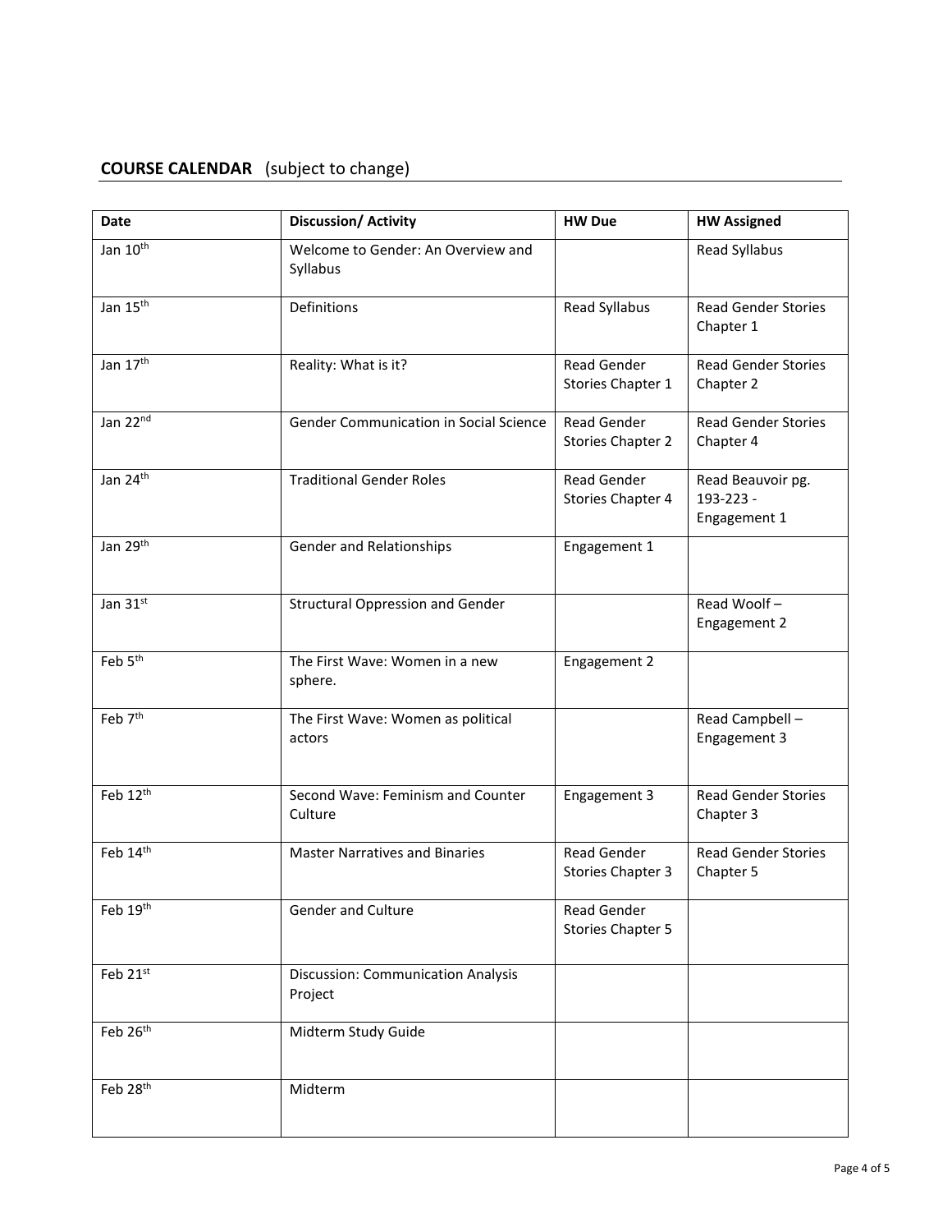## **COURSE CALENDAR** (subject to change)

| Date | Discussion/ Activity | HW Due | HW Assigned |
|---|---|---|---|
| Jan 10th | Welcome to Gender: An Overview and Syllabus | | Read Syllabus |
| Jan 15th | Definitions | Read Syllabus | Read Gender Stories Chapter 1 |
| Jan 17th | Reality: What is it? | Read Gender Stories Chapter 1 | Read Gender Stories Chapter 2 |
| Jan 22nd | Gender Communication in Social Science | Read Gender Stories Chapter 2 | Read Gender Stories Chapter 4 |
| Jan 24th | Traditional Gender Roles | Read Gender Stories Chapter 4 | Read Beauvoir pg. 193-223 - Engagement 1 |
| Jan 29th | Gender and Relationships | Engagement 1 | |
| Jan 31st | Structural Oppression and Gender | | Read Woolf – Engagement 2 |
| Feb 5th | The First Wave: Women in a new sphere. | Engagement 2 | |
| Feb 7th | The First Wave: Women as political actors | | Read Campbell – Engagement 3 |
| Feb 12th | Second Wave: Feminism and Counter Culture | Engagement 3 | Read Gender Stories Chapter 3 |
| Feb 14th | Master Narratives and Binaries | Read Gender Stories Chapter 3 | Read Gender Stories Chapter 5 |
| Feb 19th | Gender and Culture | Read Gender Stories Chapter 5 | |
| Feb 21st | Discussion: Communication Analysis Project | | |
| Feb 26th | Midterm Study Guide | | |
| Feb 28th | Midterm | | |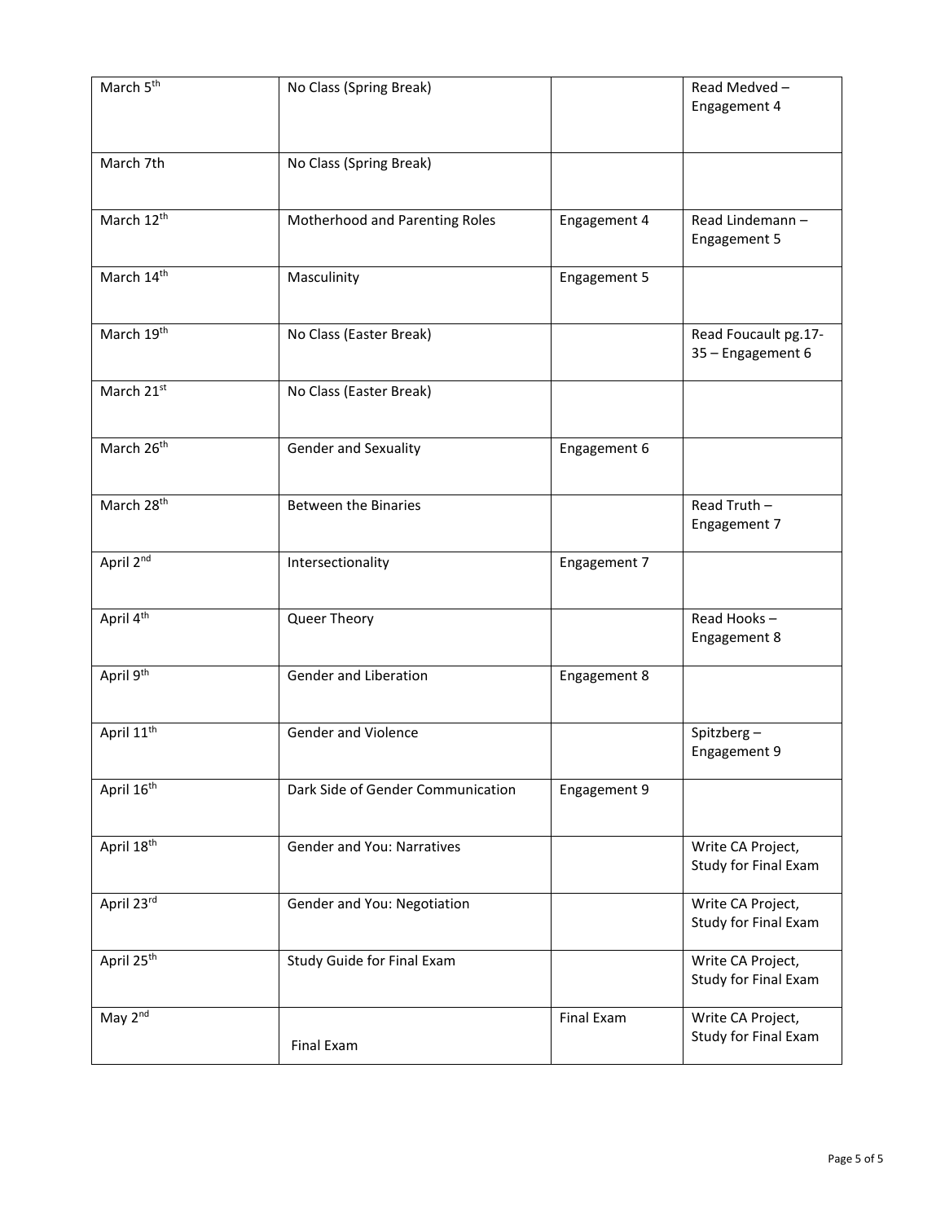| | | | |
|---|---|---|---|
| March 5th | No Class (Spring Break) | | Read Medved – Engagement 4 |
| March 7th | No Class (Spring Break) | | |
| March 12th | Motherhood and Parenting Roles | Engagement 4 | Read Lindemann – Engagement 5 |
| March 14th | Masculinity | Engagement 5 | |
| March 19th | No Class (Easter Break) | | Read Foucault pg.17-35 – Engagement 6 |
| March 21st | No Class (Easter Break) | | |
| March 26th | Gender and Sexuality | Engagement 6 | |
| March 28th | Between the Binaries | | Read Truth – Engagement 7 |
| April 2nd | Intersectionality | Engagement 7 | |
| April 4th | Queer Theory | | Read Hooks – Engagement 8 |
| April 9th | Gender and Liberation | Engagement 8 | |
| April 11th | Gender and Violence | | Spitzberg – Engagement 9 |
| April 16th | Dark Side of Gender Communication | Engagement 9 | |
| April 18th | Gender and You: Narratives | | Write CA Project, Study for Final Exam |
| April 23rd | Gender and You: Negotiation | | Write CA Project, Study for Final Exam |
| April 25th | Study Guide for Final Exam | | Write CA Project, Study for Final Exam |
| May 2nd | Final Exam | Final Exam | Write CA Project, Study for Final Exam |